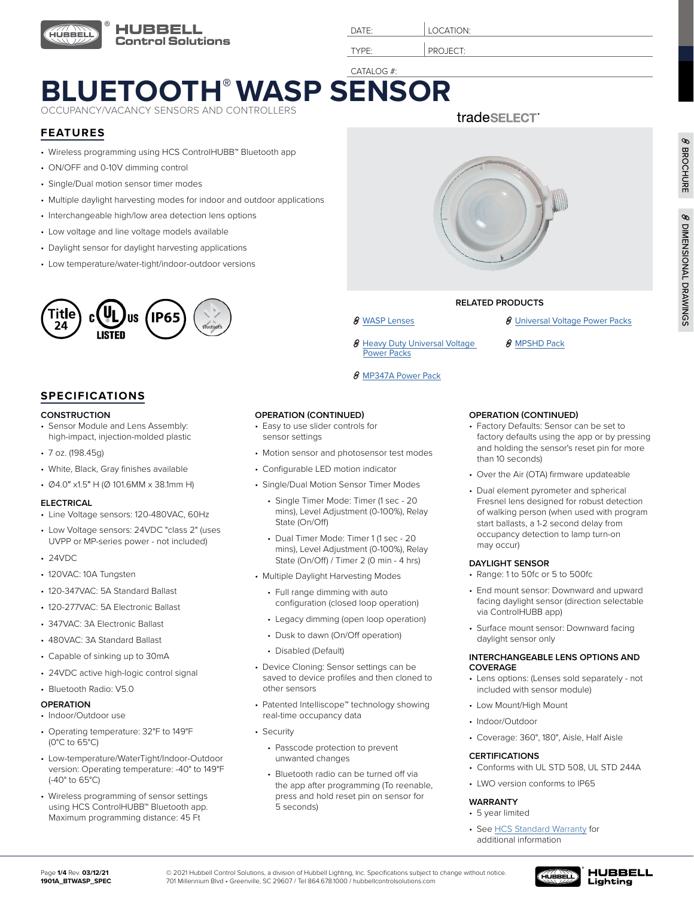HUBBELL Control Solutions

| DATE: | LOCATION: |
| --- | --- |
| TYPE: | PROJECT: |

CATALOG #:

# BLUETOOTH® WASP SENSOR

OCCUPANCY/VACANCY SENSORS AND CONTROLLERS

tradeSELECT

BROCHURE

DIMENSIONAL DRAWINGS

## FEATURES

- Wireless programming using HCS ControlHUBB™ Bluetooth app
- ON/OFF and 0-10V dimming control
- Single/Dual motion sensor timer modes
- Multiple daylight harvesting modes for indoor and outdoor applications
- Interchangeable high/low area detection lens options
- Low voltage and line voltage models available
- Daylight sensor for daylight harvesting applications
- Low temperature/water-tight/indoor-outdoor versions

Title 24 | cULus LISTED | IP65 | Bluetooth

### RELATED PRODUCTS

- WASP Lenses
- Universal Voltage Power Packs
- Heavy Duty Universal Voltage Power Packs
- MPSHD Pack
- MP347A Power Pack

## SPECIFICATIONS

### CONSTRUCTION

- Sensor Module and Lens Assembly: high-impact, injection-molded plastic
- 7 oz. (198.45g)
- White, Black, Gray finishes available
- Ø4.0" x1.5" H (Ø 101.6MM x 38.1mm H)

### ELECTRICAL

- Line Voltage sensors: 120-480VAC, 60Hz
- Low Voltage sensors: 24VDC "class 2" (uses UVPP or MP-series power - not included)
- 24VDC
- 120VAC: 10A Tungsten
- 120-347VAC: 5A Standard Ballast
- 120-277VAC: 5A Electronic Ballast
- 347VAC: 3A Electronic Ballast
- 480VAC: 3A Standard Ballast
- Capable of sinking up to 30mA
- 24VDC active high-logic control signal
- Bluetooth Radio: V5.0

### OPERATION

- Indoor/Outdoor use
- Operating temperature: 32°F to 149°F (0°C to 65°C)
- Low-temperature/WaterTight/Indoor-Outdoor version: Operating temperature: -40° to 149°F (-40° to 65°C)
- Wireless programming of sensor settings using HCS ControlHUBB™ Bluetooth app. Maximum programming distance: 45 Ft

### OPERATION (CONTINUED)

- Easy to use slider controls for sensor settings
- Motion sensor and photosensor test modes
- Configurable LED motion indicator
- Single/Dual Motion Sensor Timer Modes
  - Single Timer Mode: Timer (1 sec - 20 mins), Level Adjustment (0-100%), Relay State (On/Off)
  - Dual Timer Mode: Timer 1 (1 sec - 20 mins), Level Adjustment (0-100%), Relay State (On/Off) / Timer 2 (0 min - 4 hrs)
- Multiple Daylight Harvesting Modes
  - Full range dimming with auto configuration (closed loop operation)
  - Legacy dimming (open loop operation)
  - Dusk to dawn (On/Off operation)
  - Disabled (Default)
- Device Cloning: Sensor settings can be saved to device profiles and then cloned to other sensors
- Patented Intelliscope™ technology showing real-time occupancy data
- Security
  - Passcode protection to prevent unwanted changes
  - Bluetooth radio can be turned off via the app after programming (To reenable, press and hold reset pin on sensor for 5 seconds)

### OPERATION (CONTINUED)

- Factory Defaults: Sensor can be set to factory defaults using the app or by pressing and holding the sensor's reset pin for more than 10 seconds)
- Over the Air (OTA) firmware updateable
- Dual element pyrometer and spherical Fresnel lens designed for robust detection of walking person (when used with program start ballasts, a 1-2 second delay from occupancy detection to lamp turn-on may occur)

### DAYLIGHT SENSOR

- Range: 1 to 50fc or 5 to 500fc
- End mount sensor: Downward and upward facing daylight sensor (direction selectable via ControlHUBB app)
- Surface mount sensor: Downward facing daylight sensor only

### INTERCHANGEABLE LENS OPTIONS AND COVERAGE

- Lens options: (Lenses sold separately - not included with sensor module)
- Low Mount/High Mount
- Indoor/Outdoor
- Coverage: 360°, 180°, Aisle, Half Aisle

### CERTIFICATIONS

- Conforms with UL STD 508, UL STD 244A
- LWO version conforms to IP65

### WARRANTY

- 5 year limited
- See HCS Standard Warranty for additional information

Page 1/4 Rev. 03/12/21
1901A_BTWASP_SPEC

© 2021 Hubbell Control Solutions, a division of Hubbell Lighting, Inc. Specifications subject to change without notice.
701 Millennium Blvd • Greenville, SC 29607 / Tel 864.678.1000 / hubbellcontrolsolutions.com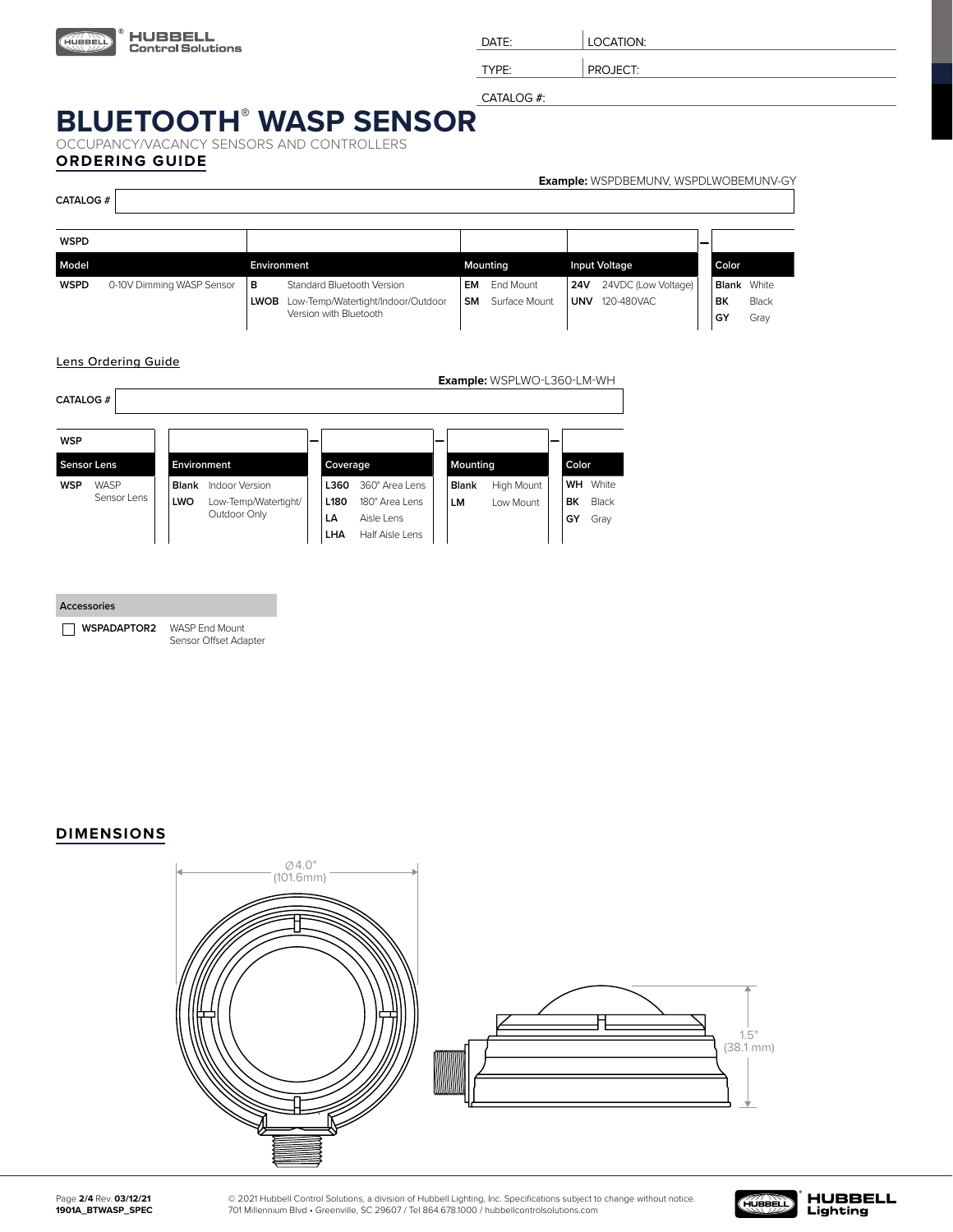| DATE: | LOCATION: |
|---|---|
| TYPE: | PROJECT: |

CATALOG #:

# BLUETOOTH® WASP SENSOR

OCCUPANCY/VACANCY SENSORS AND CONTROLLERS

## ORDERING GUIDE

**Example:** WSPDBEMUNV, WSPDLWOBEMUNV-GY

CATALOG #

| WSPD | | | | – | |
|---|---|---|---|---|---|
| **Model** | **Environment** | **Mounting** | **Input Voltage** | | **Color** |
| **WSPD** 0-10V Dimming WASP Sensor | **B** Standard Bluetooth Version | **EM** End Mount | **24V** 24VDC (Low Voltage) | | **Blank** White |
| | **LWOB** Low-Temp/Watertight/Indoor/Outdoor Version with Bluetooth | **SM** Surface Mount | **UNV** 120-480VAC | | **BK** Black |
| | | | | | **GY** Gray |

### Lens Ordering Guide

**Example:** WSPLWO-L360-LM-WH

CATALOG #

| WSP | | – | | – | | – | |
|---|---|---|---|---|---|---|---|
| **Sensor Lens** | **Environment** | | **Coverage** | | **Mounting** | | **Color** |
| **WSP** WASP Sensor Lens | **Blank** Indoor Version | | **L360** 360° Area Lens | | **Blank** High Mount | | **WH** White |
| | **LWO** Low-Temp/Watertight/ Outdoor Only | | **L180** 180° Area Lens | | **LM** Low Mount | | **BK** Black |
| | | | **LA** Aisle Lens | | | | **GY** Gray |
| | | | **LHA** Half Aisle Lens | | | | |

| Accessories | |
|---|---|
| ☐ **WSPADAPTOR2** | WASP End Mount Sensor Offset Adapter |

## DIMENSIONS

Ø4.0" (101.6mm)

1.5" (38.1 mm)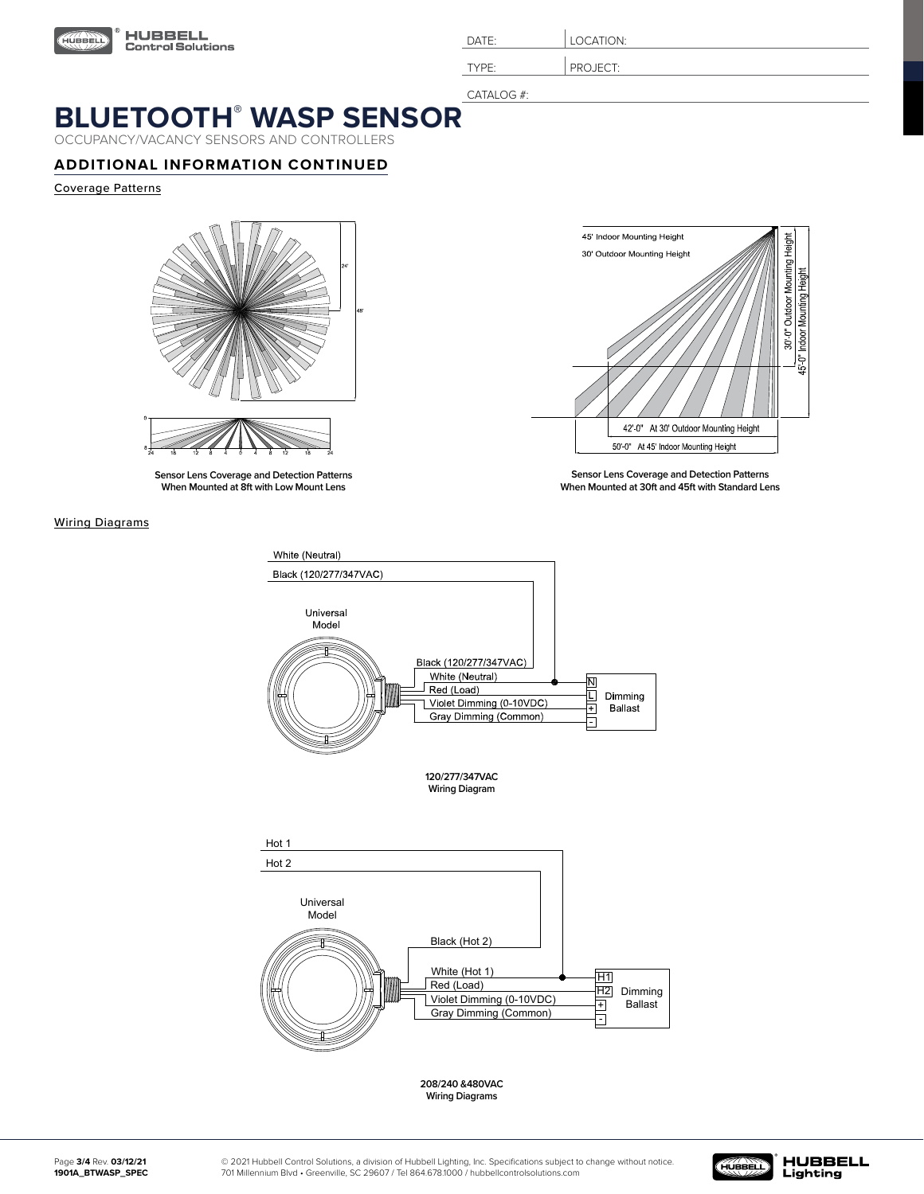| DATE: | LOCATION: |
| --- | --- |
| TYPE: | PROJECT: |
| CATALOG #: | |

# BLUETOOTH® WASP SENSOR

OCCUPANCY/VACANCY SENSORS AND CONTROLLERS

## ADDITIONAL INFORMATION CONTINUED

### Coverage Patterns

24'

48'

Sensor Lens Coverage and Detection Patterns When Mounted at 8ft with Low Mount Lens

45' Indoor Mounting Height

30' Outdoor Mounting Height

30'-0" Outdoor Mounting Height

45'-0" Indoor Mounting Height

42'-0" At 30' Outdoor Mounting Height

50'-0" At 45' Indoor Mounting Height

Sensor Lens Coverage and Detection Patterns When Mounted at 30ft and 45ft with Standard Lens

### Wiring Diagrams

White (Neutral)

Black (120/277/347VAC)

Universal Model

Black (120/277/347VAC)

White (Neutral)

Red (Load)

Violet Dimming (0-10VDC)

Gray Dimming (Common)

N, L, +, - Dimming Ballast

120/277/347VAC Wiring Diagram

Hot 1

Hot 2

Universal Model

Black (Hot 2)

White (Hot 1)

Red (Load)

Violet Dimming (0-10VDC)

Gray Dimming (Common)

H1, H2, +, - Dimming Ballast

208/240 &480VAC Wiring Diagrams

© 2021 Hubbell Control Solutions, a division of Hubbell Lighting, Inc. Specifications subject to change without notice.
701 Millennium Blvd • Greenville, SC 29607 / Tel 864.678.1000 / hubbellcontrolsolutions.com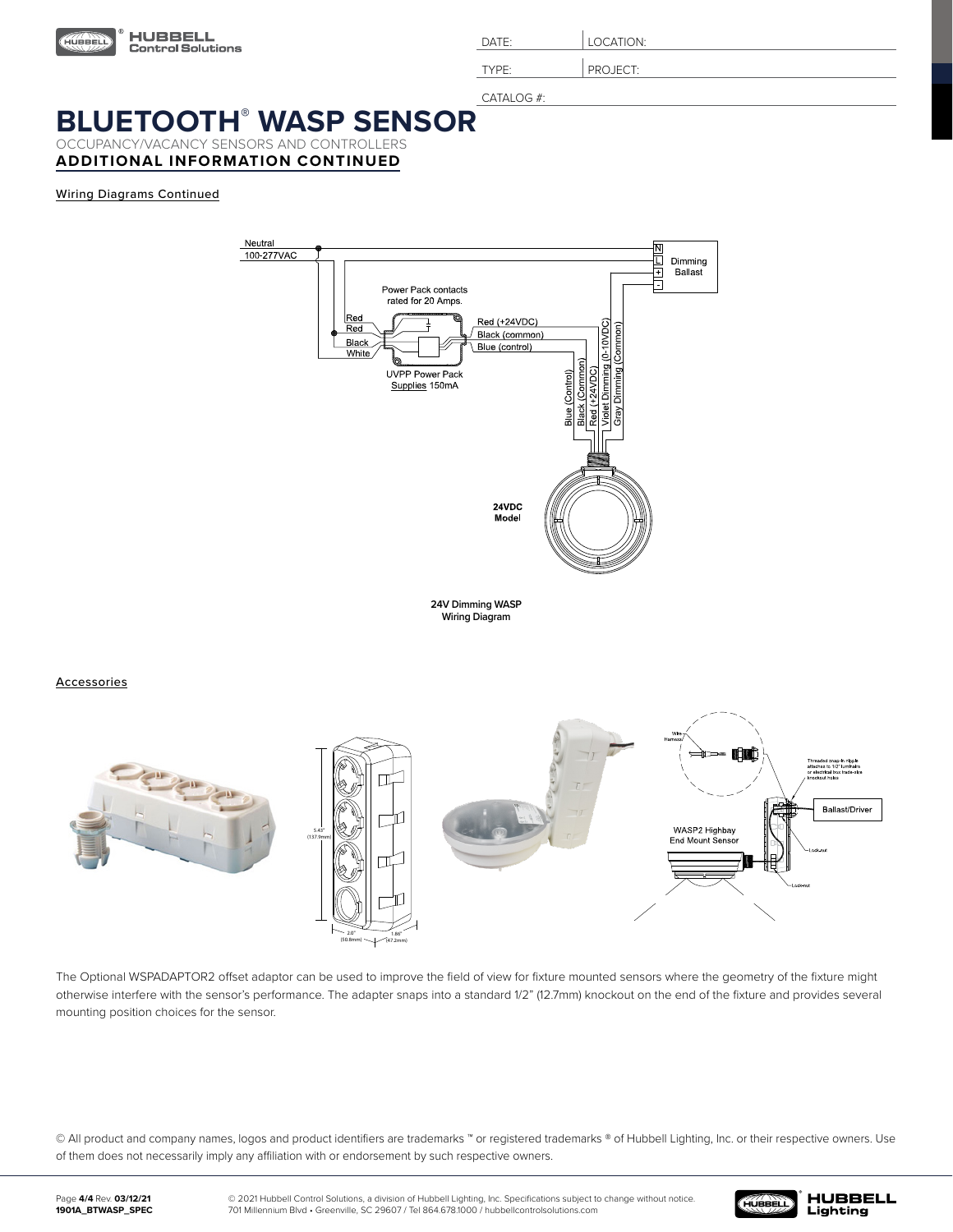# BLUETOOTH® WASP SENSOR

OCCUPANCY/VACANCY SENSORS AND CONTROLLERS

## ADDITIONAL INFORMATION CONTINUED

### Wiring Diagrams Continued

Neutral
100-277VAC
N
L
+
-
Dimming Ballast
Power Pack contacts rated for 20 Amps.
Red
Red
Black
White
Red (+24VDC)
Black (common)
Blue (control)
UVPP Power Pack Supplies 150mA
Blue (Control)
Black (Common)
Red (+24VDC)
Violet Dimming (0-10VDC)
Gray Dimming (Common)
24VDC Model

24V Dimming WASP Wiring Diagram

### Accessories

5.43" (137.9mm)
2.0" (50.8mm)
1.86" (47.2mm)
Wire Harness
Threaded snap-in nipple attaches to 1/2" luminaire or electrical box trade-size knockout holes
Ballast/Driver
WASP2 Highbay End Mount Sensor
Locknut
Locknut

The Optional WSPADAPTOR2 offset adaptor can be used to improve the field of view for fixture mounted sensors where the geometry of the fixture might otherwise interfere with the sensor's performance. The adapter snaps into a standard 1/2" (12.7mm) knockout on the end of the fixture and provides several mounting position choices for the sensor.

© All product and company names, logos and product identifiers are trademarks ™ or registered trademarks ® of Hubbell Lighting, Inc. or their respective owners. Use of them does not necessarily imply any affiliation with or endorsement by such respective owners.